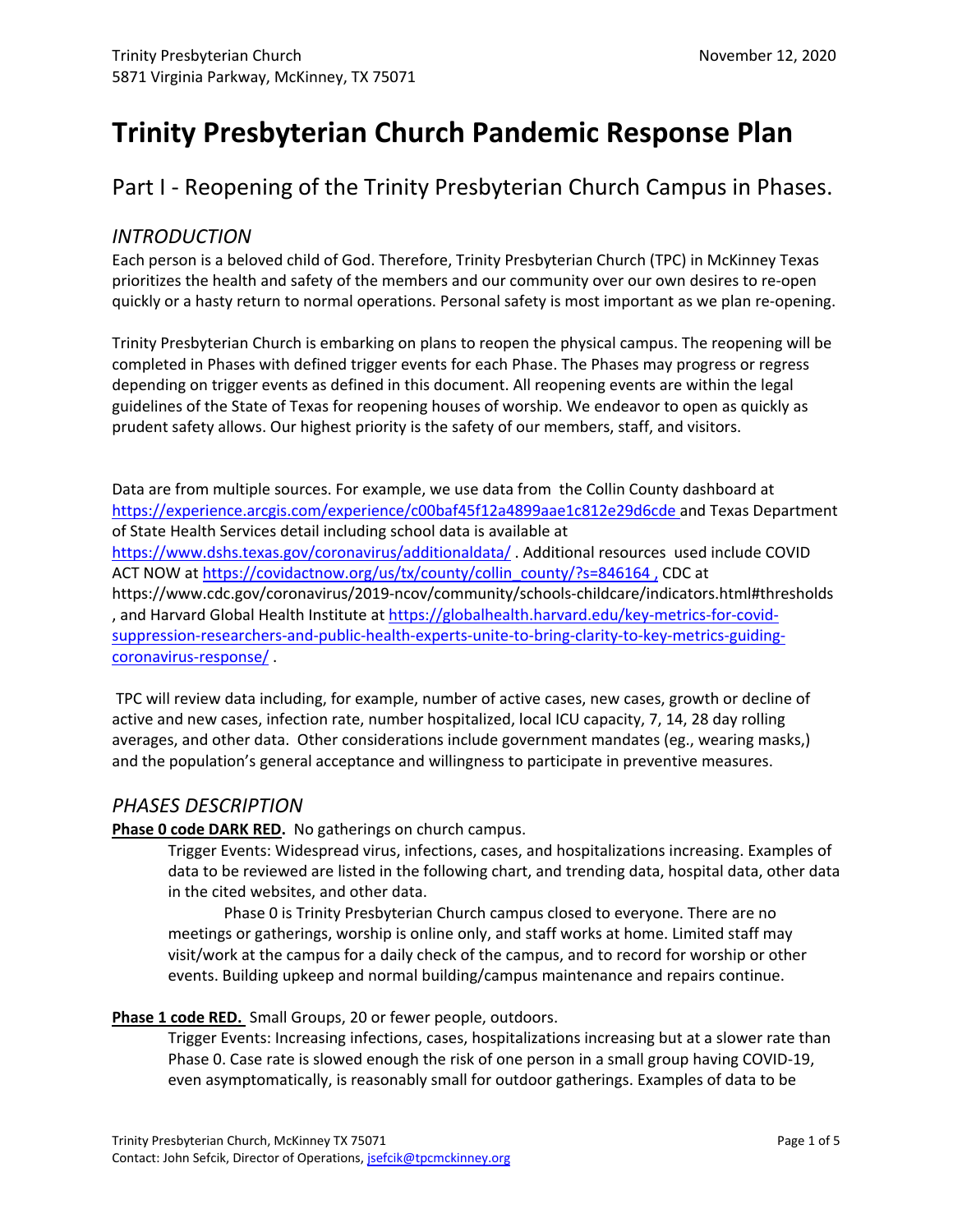Trinity Presbyterian Church
5871 Virginia Parkway, McKinney, TX 75071

November 12, 2020

# Trinity Presbyterian Church Pandemic Response Plan

## Part I - Reopening of the Trinity Presbyterian Church Campus in Phases.

### *INTRODUCTION*

Each person is a beloved child of God. Therefore, Trinity Presbyterian Church (TPC) in McKinney Texas prioritizes the health and safety of the members and our community over our own desires to re-open quickly or a hasty return to normal operations. Personal safety is most important as we plan re-opening.

Trinity Presbyterian Church is embarking on plans to reopen the physical campus. The reopening will be completed in Phases with defined trigger events for each Phase. The Phases may progress or regress depending on trigger events as defined in this document. All reopening events are within the legal guidelines of the State of Texas for reopening houses of worship. We endeavor to open as quickly as prudent safety allows. Our highest priority is the safety of our members, staff, and visitors.

Data are from multiple sources. For example, we use data from the Collin County dashboard at https://experience.arcgis.com/experience/c00baf45f12a4899aae1c812e29d6cde and Texas Department of State Health Services detail including school data is available at https://www.dshs.texas.gov/coronavirus/additionaldata/ . Additional resources used include COVID ACT NOW at https://covidactnow.org/us/tx/county/collin_county/?s=846164 , CDC at https://www.cdc.gov/coronavirus/2019-ncov/community/schools-childcare/indicators.html#thresholds , and Harvard Global Health Institute at https://globalhealth.harvard.edu/key-metrics-for-covid-suppression-researchers-and-public-health-experts-unite-to-bring-clarity-to-key-metrics-guiding-coronavirus-response/ .

TPC will review data including, for example, number of active cases, new cases, growth or decline of active and new cases, infection rate, number hospitalized, local ICU capacity, 7, 14, 28 day rolling averages, and other data. Other considerations include government mandates (eg., wearing masks,) and the population's general acceptance and willingness to participate in preventive measures.

### *PHASES DESCRIPTION*

**Phase 0 code DARK RED.** No gatherings on church campus.

Trigger Events: Widespread virus, infections, cases, and hospitalizations increasing. Examples of data to be reviewed are listed in the following chart, and trending data, hospital data, other data in the cited websites, and other data.

Phase 0 is Trinity Presbyterian Church campus closed to everyone. There are no meetings or gatherings, worship is online only, and staff works at home. Limited staff may visit/work at the campus for a daily check of the campus, and to record for worship or other events. Building upkeep and normal building/campus maintenance and repairs continue.

**Phase 1 code RED.** Small Groups, 20 or fewer people, outdoors.

Trigger Events: Increasing infections, cases, hospitalizations increasing but at a slower rate than Phase 0. Case rate is slowed enough the risk of one person in a small group having COVID-19, even asymptomatically, is reasonably small for outdoor gatherings. Examples of data to be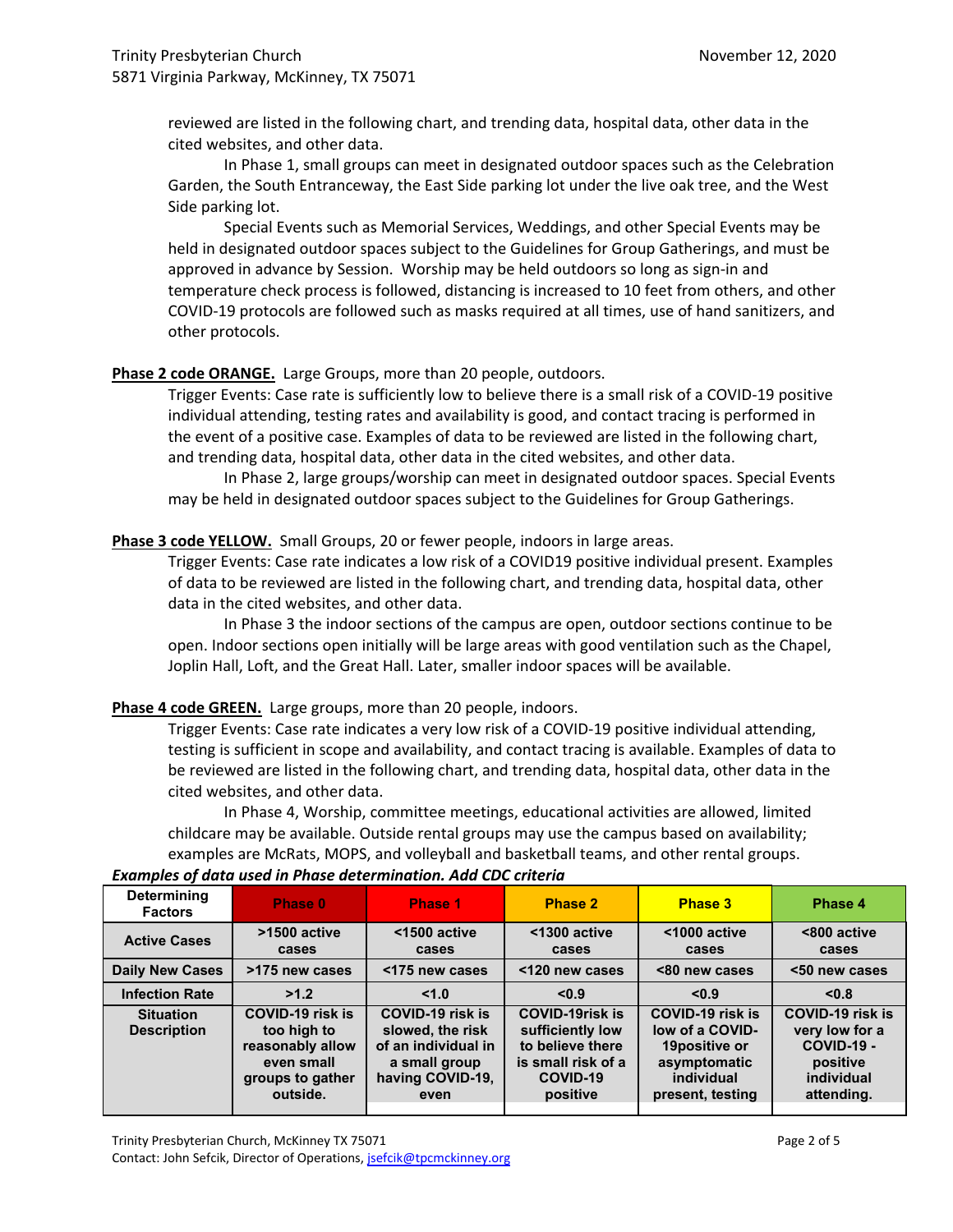reviewed are listed in the following chart, and trending data, hospital data, other data in the cited websites, and other data.

In Phase 1, small groups can meet in designated outdoor spaces such as the Celebration Garden, the South Entranceway, the East Side parking lot under the live oak tree, and the West Side parking lot.

Special Events such as Memorial Services, Weddings, and other Special Events may be held in designated outdoor spaces subject to the Guidelines for Group Gatherings, and must be approved in advance by Session. Worship may be held outdoors so long as sign-in and temperature check process is followed, distancing is increased to 10 feet from others, and other COVID-19 protocols are followed such as masks required at all times, use of hand sanitizers, and other protocols.

**Phase 2 code ORANGE.** Large Groups, more than 20 people, outdoors.

Trigger Events: Case rate is sufficiently low to believe there is a small risk of a COVID-19 positive individual attending, testing rates and availability is good, and contact tracing is performed in the event of a positive case. Examples of data to be reviewed are listed in the following chart, and trending data, hospital data, other data in the cited websites, and other data.

In Phase 2, large groups/worship can meet in designated outdoor spaces. Special Events may be held in designated outdoor spaces subject to the Guidelines for Group Gatherings.

**Phase 3 code YELLOW.** Small Groups, 20 or fewer people, indoors in large areas.

Trigger Events: Case rate indicates a low risk of a COVID19 positive individual present. Examples of data to be reviewed are listed in the following chart, and trending data, hospital data, other data in the cited websites, and other data.

In Phase 3 the indoor sections of the campus are open, outdoor sections continue to be open. Indoor sections open initially will be large areas with good ventilation such as the Chapel, Joplin Hall, Loft, and the Great Hall. Later, smaller indoor spaces will be available.

**Phase 4 code GREEN.** Large groups, more than 20 people, indoors.

Trigger Events: Case rate indicates a very low risk of a COVID-19 positive individual attending, testing is sufficient in scope and availability, and contact tracing is available. Examples of data to be reviewed are listed in the following chart, and trending data, hospital data, other data in the cited websites, and other data.

In Phase 4, Worship, committee meetings, educational activities are allowed, limited childcare may be available. Outside rental groups may use the campus based on availability; examples are McRats, MOPS, and volleyball and basketball teams, and other rental groups.

***Examples of data used in Phase determination. Add CDC criteria***

| Determining Factors | Phase 0 | Phase 1 | Phase 2 | Phase 3 | Phase 4 |
|---|---|---|---|---|---|
| Active Cases | >1500 active cases | <1500 active cases | <1300 active cases | <1000 active cases | <800 active cases |
| Daily New Cases | >175 new cases | <175 new cases | <120 new cases | <80 new cases | <50 new cases |
| Infection Rate | >1.2 | <1.0 | <0.9 | <0.9 | <0.8 |
| Situation Description | COVID-19 risk is too high to reasonably allow even small groups to gather outside. | COVID-19 risk is slowed, the risk of an individual in a small group having COVID-19, even | COVID-19risk is sufficiently low to believe there is small risk of a COVID-19 positive | COVID-19 risk is low of a COVID-19positive or asymptomatic individual present, testing | COVID-19 risk is very low for a COVID-19 - positive individual attending. |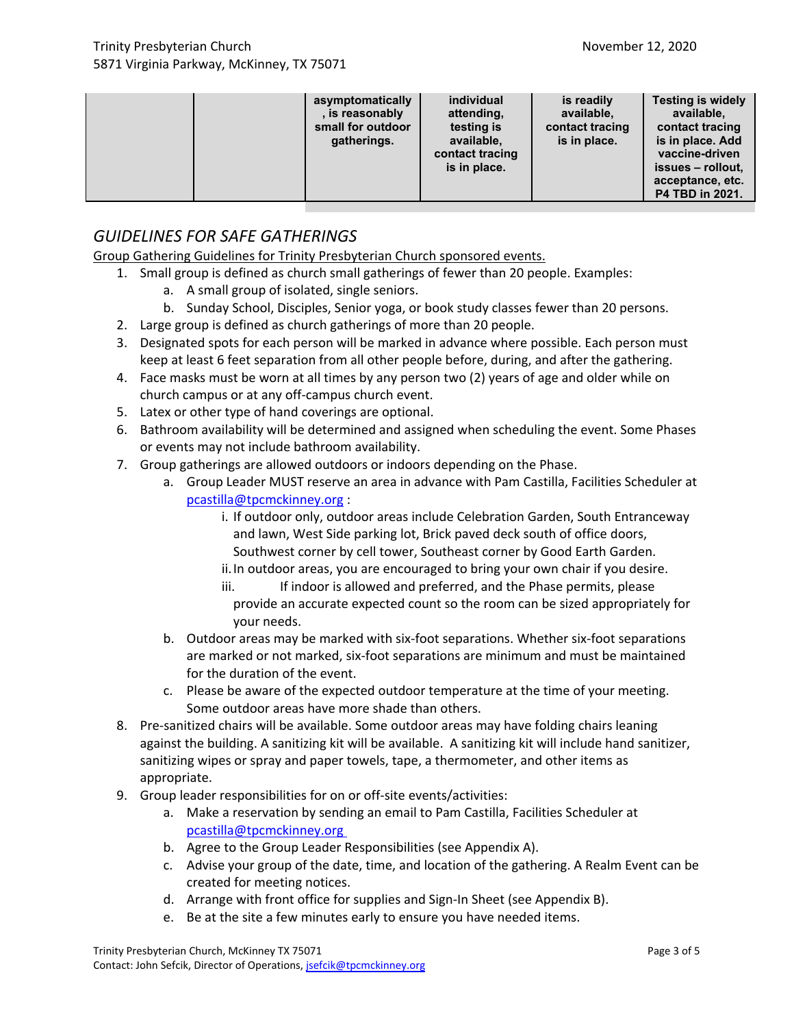|  |  | asymptomatically, is reasonably small for outdoor gatherings. | individual attending, testing is available, contact tracing is in place. | is readily available, contact tracing is in place. | Testing is widely available, contact tracing is in place. Add vaccine-driven issues – rollout, acceptance, etc. P4 TBD in 2021. |
|---|---|---|---|---|---|

## *GUIDELINES FOR SAFE GATHERINGS*

Group Gathering Guidelines for Trinity Presbyterian Church sponsored events.

1. Small group is defined as church small gatherings of fewer than 20 people. Examples:
   a. A small group of isolated, single seniors.
   b. Sunday School, Disciples, Senior yoga, or book study classes fewer than 20 persons.
2. Large group is defined as church gatherings of more than 20 people.
3. Designated spots for each person will be marked in advance where possible. Each person must keep at least 6 feet separation from all other people before, during, and after the gathering.
4. Face masks must be worn at all times by any person two (2) years of age and older while on church campus or at any off-campus church event.
5. Latex or other type of hand coverings are optional.
6. Bathroom availability will be determined and assigned when scheduling the event. Some Phases or events may not include bathroom availability.
7. Group gatherings are allowed outdoors or indoors depending on the Phase.
   a. Group Leader MUST reserve an area in advance with Pam Castilla, Facilities Scheduler at pcastilla@tpcmckinney.org :
      i. If outdoor only, outdoor areas include Celebration Garden, South Entranceway and lawn, West Side parking lot, Brick paved deck south of office doors, Southwest corner by cell tower, Southeast corner by Good Earth Garden.
      ii. In outdoor areas, you are encouraged to bring your own chair if you desire.
      iii. If indoor is allowed and preferred, and the Phase permits, please provide an accurate expected count so the room can be sized appropriately for your needs.
   b. Outdoor areas may be marked with six-foot separations. Whether six-foot separations are marked or not marked, six-foot separations are minimum and must be maintained for the duration of the event.
   c. Please be aware of the expected outdoor temperature at the time of your meeting. Some outdoor areas have more shade than others.
8. Pre-sanitized chairs will be available. Some outdoor areas may have folding chairs leaning against the building. A sanitizing kit will be available. A sanitizing kit will include hand sanitizer, sanitizing wipes or spray and paper towels, tape, a thermometer, and other items as appropriate.
9. Group leader responsibilities for on or off-site events/activities:
   a. Make a reservation by sending an email to Pam Castilla, Facilities Scheduler at pcastilla@tpcmckinney.org
   b. Agree to the Group Leader Responsibilities (see Appendix A).
   c. Advise your group of the date, time, and location of the gathering. A Realm Event can be created for meeting notices.
   d. Arrange with front office for supplies and Sign-In Sheet (see Appendix B).
   e. Be at the site a few minutes early to ensure you have needed items.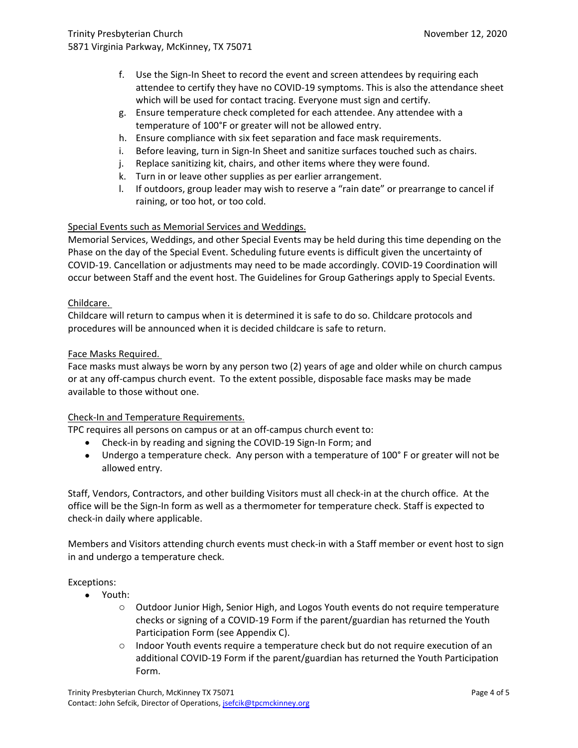f. Use the Sign-In Sheet to record the event and screen attendees by requiring each attendee to certify they have no COVID-19 symptoms. This is also the attendance sheet which will be used for contact tracing. Everyone must sign and certify.
g. Ensure temperature check completed for each attendee. Any attendee with a temperature of 100˚F or greater will not be allowed entry.
h. Ensure compliance with six feet separation and face mask requirements.
i. Before leaving, turn in Sign-In Sheet and sanitize surfaces touched such as chairs.
j. Replace sanitizing kit, chairs, and other items where they were found.
k. Turn in or leave other supplies as per earlier arrangement.
l. If outdoors, group leader may wish to reserve a "rain date" or prearrange to cancel if raining, or too hot, or too cold.

Special Events such as Memorial Services and Weddings.

Memorial Services, Weddings, and other Special Events may be held during this time depending on the Phase on the day of the Special Event. Scheduling future events is difficult given the uncertainty of COVID-19. Cancellation or adjustments may need to be made accordingly. COVID-19 Coordination will occur between Staff and the event host. The Guidelines for Group Gatherings apply to Special Events.

Childcare.

Childcare will return to campus when it is determined it is safe to do so. Childcare protocols and procedures will be announced when it is decided childcare is safe to return.

Face Masks Required.

Face masks must always be worn by any person two (2) years of age and older while on church campus or at any off-campus church event. To the extent possible, disposable face masks may be made available to those without one.

Check-In and Temperature Requirements.

TPC requires all persons on campus or at an off-campus church event to:

- Check-in by reading and signing the COVID-19 Sign-In Form; and
- Undergo a temperature check. Any person with a temperature of 100° F or greater will not be allowed entry.

Staff, Vendors, Contractors, and other building Visitors must all check-in at the church office. At the office will be the Sign-In form as well as a thermometer for temperature check. Staff is expected to check-in daily where applicable.

Members and Visitors attending church events must check-in with a Staff member or event host to sign in and undergo a temperature check.

Exceptions:

- Youth:
  - Outdoor Junior High, Senior High, and Logos Youth events do not require temperature checks or signing of a COVID-19 Form if the parent/guardian has returned the Youth Participation Form (see Appendix C).
  - Indoor Youth events require a temperature check but do not require execution of an additional COVID-19 Form if the parent/guardian has returned the Youth Participation Form.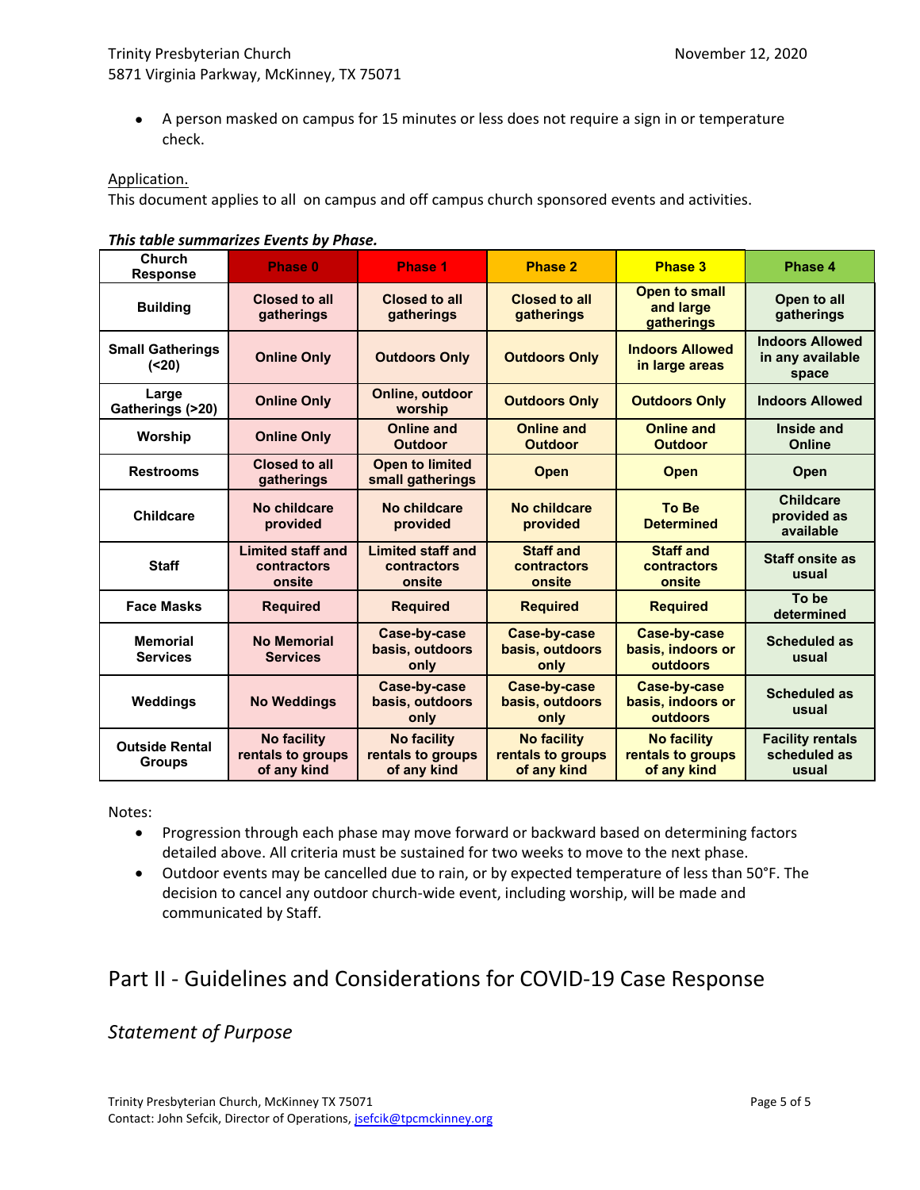- A person masked on campus for 15 minutes or less does not require a sign in or temperature check.

Application.

This document applies to all on campus and off campus church sponsored events and activities.

***This table summarizes Events by Phase.***

| Church Response | Phase 0 | Phase 1 | Phase 2 | Phase 3 | Phase 4 |
|---|---|---|---|---|---|
| **Building** | Closed to all gatherings | Closed to all gatherings | Closed to all gatherings | Open to small and large gatherings | Open to all gatherings |
| **Small Gatherings (<20)** | Online Only | Outdoors Only | Outdoors Only | Indoors Allowed in large areas | Indoors Allowed in any available space |
| **Large Gatherings (>20)** | Online Only | Online, outdoor worship | Outdoors Only | Outdoors Only | Indoors Allowed |
| **Worship** | Online Only | Online and Outdoor | Online and Outdoor | Online and Outdoor | Inside and Online |
| **Restrooms** | Closed to all gatherings | Open to limited small gatherings | Open | Open | Open |
| **Childcare** | No childcare provided | No childcare provided | No childcare provided | To Be Determined | Childcare provided as available |
| **Staff** | Limited staff and contractors onsite | Limited staff and contractors onsite | Staff and contractors onsite | Staff and contractors onsite | Staff onsite as usual |
| **Face Masks** | Required | Required | Required | Required | To be determined |
| **Memorial Services** | No Memorial Services | Case-by-case basis, outdoors only | Case-by-case basis, outdoors only | Case-by-case basis, indoors or outdoors | Scheduled as usual |
| **Weddings** | No Weddings | Case-by-case basis, outdoors only | Case-by-case basis, outdoors only | Case-by-case basis, indoors or outdoors | Scheduled as usual |
| **Outside Rental Groups** | No facility rentals to groups of any kind | No facility rentals to groups of any kind | No facility rentals to groups of any kind | No facility rentals to groups of any kind | Facility rentals scheduled as usual |

Notes:

- Progression through each phase may move forward or backward based on determining factors detailed above. All criteria must be sustained for two weeks to move to the next phase.
- Outdoor events may be cancelled due to rain, or by expected temperature of less than 50°F. The decision to cancel any outdoor church-wide event, including worship, will be made and communicated by Staff.

# Part II - Guidelines and Considerations for COVID-19 Case Response

## *Statement of Purpose*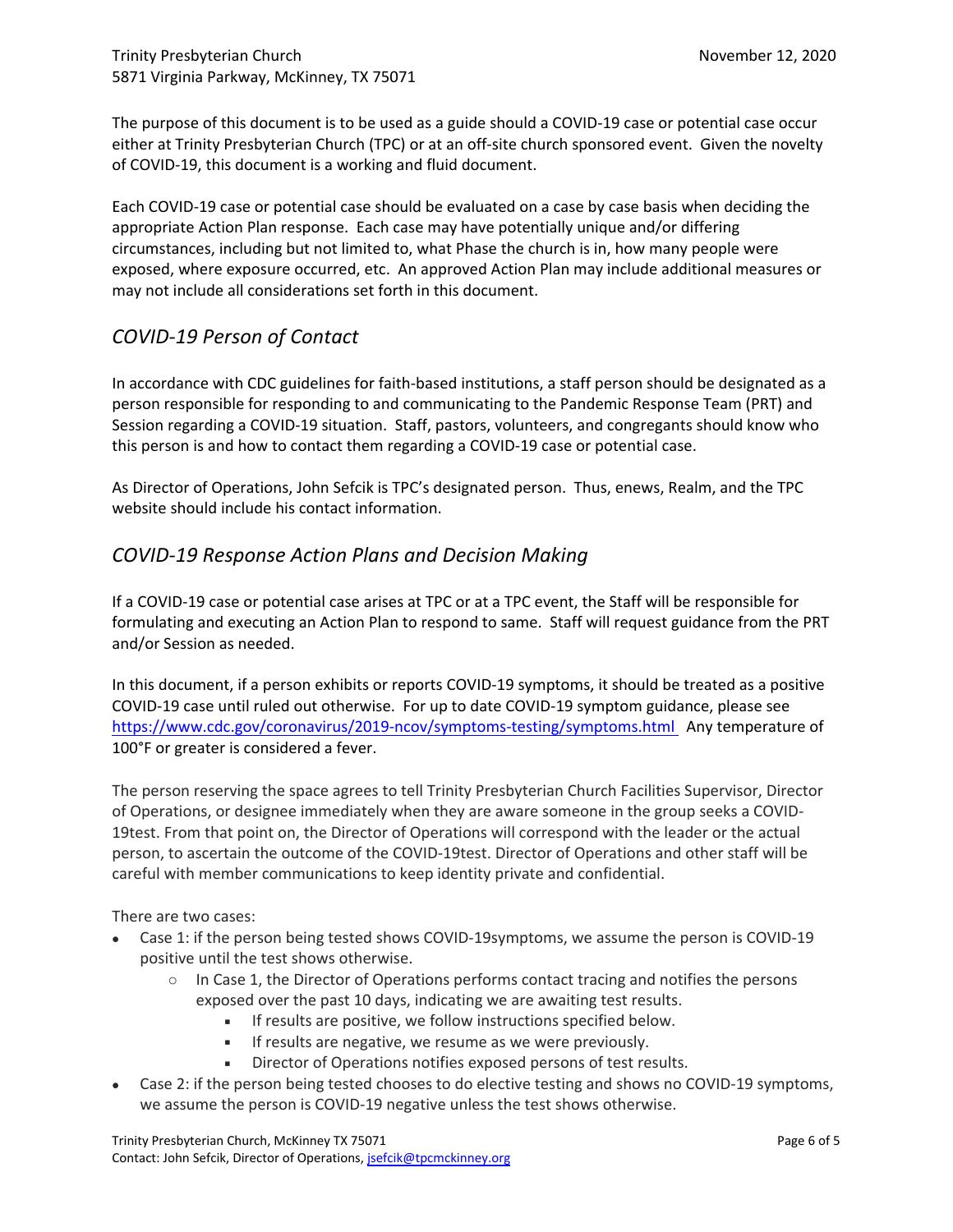The purpose of this document is to be used as a guide should a COVID-19 case or potential case occur either at Trinity Presbyterian Church (TPC) or at an off-site church sponsored event. Given the novelty of COVID-19, this document is a working and fluid document.

Each COVID-19 case or potential case should be evaluated on a case by case basis when deciding the appropriate Action Plan response. Each case may have potentially unique and/or differing circumstances, including but not limited to, what Phase the church is in, how many people were exposed, where exposure occurred, etc. An approved Action Plan may include additional measures or may not include all considerations set forth in this document.

## *COVID-19 Person of Contact*

In accordance with CDC guidelines for faith-based institutions, a staff person should be designated as a person responsible for responding to and communicating to the Pandemic Response Team (PRT) and Session regarding a COVID-19 situation. Staff, pastors, volunteers, and congregants should know who this person is and how to contact them regarding a COVID-19 case or potential case.

As Director of Operations, John Sefcik is TPC's designated person. Thus, enews, Realm, and the TPC website should include his contact information.

## *COVID-19 Response Action Plans and Decision Making*

If a COVID-19 case or potential case arises at TPC or at a TPC event, the Staff will be responsible for formulating and executing an Action Plan to respond to same. Staff will request guidance from the PRT and/or Session as needed.

In this document, if a person exhibits or reports COVID-19 symptoms, it should be treated as a positive COVID-19 case until ruled out otherwise. For up to date COVID-19 symptom guidance, please see https://www.cdc.gov/coronavirus/2019-ncov/symptoms-testing/symptoms.html Any temperature of 100°F or greater is considered a fever.

The person reserving the space agrees to tell Trinity Presbyterian Church Facilities Supervisor, Director of Operations, or designee immediately when they are aware someone in the group seeks a COVID-19test. From that point on, the Director of Operations will correspond with the leader or the actual person, to ascertain the outcome of the COVID-19test. Director of Operations and other staff will be careful with member communications to keep identity private and confidential.

There are two cases:

- Case 1: if the person being tested shows COVID-19symptoms, we assume the person is COVID-19 positive until the test shows otherwise.
  - In Case 1, the Director of Operations performs contact tracing and notifies the persons exposed over the past 10 days, indicating we are awaiting test results.
    - If results are positive, we follow instructions specified below.
    - If results are negative, we resume as we were previously.
    - Director of Operations notifies exposed persons of test results.
- Case 2: if the person being tested chooses to do elective testing and shows no COVID-19 symptoms, we assume the person is COVID-19 negative unless the test shows otherwise.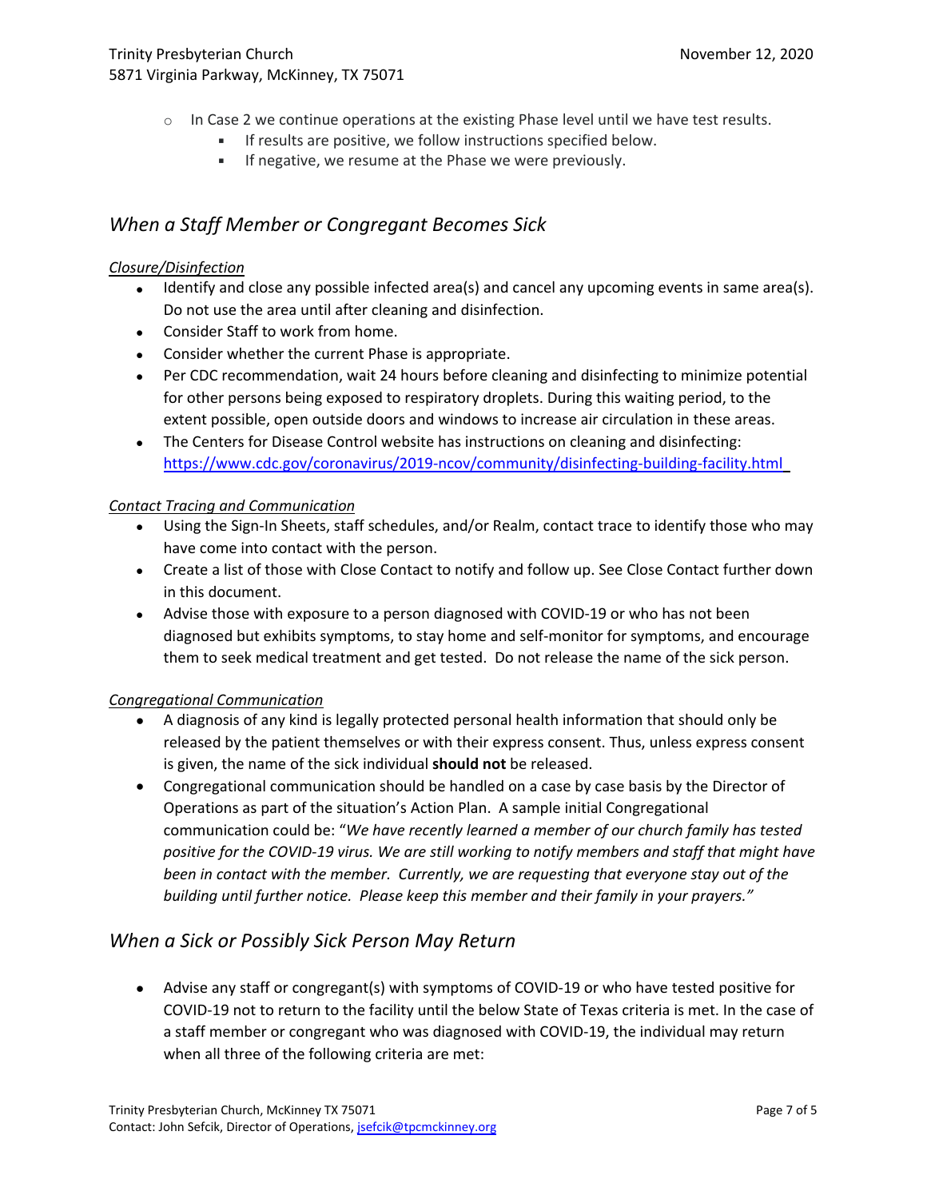- In Case 2 we continue operations at the existing Phase level until we have test results.
    - If results are positive, we follow instructions specified below.
    - If negative, we resume at the Phase we were previously.

## *When a Staff Member or Congregant Becomes Sick*

*Closure/Disinfection*

- Identify and close any possible infected area(s) and cancel any upcoming events in same area(s). Do not use the area until after cleaning and disinfection.
- Consider Staff to work from home.
- Consider whether the current Phase is appropriate.
- Per CDC recommendation, wait 24 hours before cleaning and disinfecting to minimize potential for other persons being exposed to respiratory droplets. During this waiting period, to the extent possible, open outside doors and windows to increase air circulation in these areas.
- The Centers for Disease Control website has instructions on cleaning and disinfecting: https://www.cdc.gov/coronavirus/2019-ncov/community/disinfecting-building-facility.html

*Contact Tracing and Communication*

- Using the Sign-In Sheets, staff schedules, and/or Realm, contact trace to identify those who may have come into contact with the person.
- Create a list of those with Close Contact to notify and follow up. See Close Contact further down in this document.
- Advise those with exposure to a person diagnosed with COVID-19 or who has not been diagnosed but exhibits symptoms, to stay home and self-monitor for symptoms, and encourage them to seek medical treatment and get tested. Do not release the name of the sick person.

*Congregational Communication*

- A diagnosis of any kind is legally protected personal health information that should only be released by the patient themselves or with their express consent. Thus, unless express consent is given, the name of the sick individual **should not** be released.
- Congregational communication should be handled on a case by case basis by the Director of Operations as part of the situation's Action Plan. A sample initial Congregational communication could be: "*We have recently learned a member of our church family has tested positive for the COVID-19 virus. We are still working to notify members and staff that might have been in contact with the member. Currently, we are requesting that everyone stay out of the building until further notice. Please keep this member and their family in your prayers."*

## *When a Sick or Possibly Sick Person May Return*

- Advise any staff or congregant(s) with symptoms of COVID-19 or who have tested positive for COVID-19 not to return to the facility until the below State of Texas criteria is met. In the case of a staff member or congregant who was diagnosed with COVID-19, the individual may return when all three of the following criteria are met: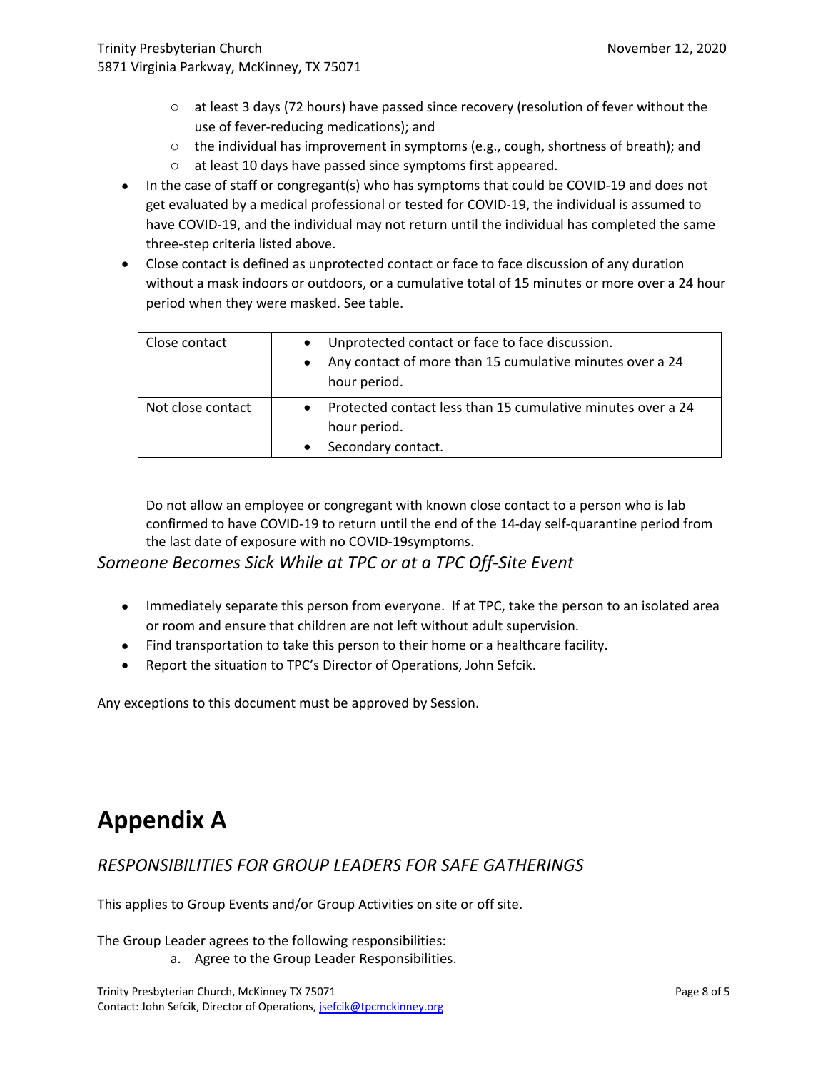- at least 3 days (72 hours) have passed since recovery (resolution of fever without the use of fever-reducing medications); and
  - the individual has improvement in symptoms (e.g., cough, shortness of breath); and
  - at least 10 days have passed since symptoms first appeared.
- In the case of staff or congregant(s) who has symptoms that could be COVID-19 and does not get evaluated by a medical professional or tested for COVID-19, the individual is assumed to have COVID-19, and the individual may not return until the individual has completed the same three-step criteria listed above.
- Close contact is defined as unprotected contact or face to face discussion of any duration without a mask indoors or outdoors, or a cumulative total of 15 minutes or more over a 24 hour period when they were masked. See table.

| | |
|---|---|
| Close contact | • Unprotected contact or face to face discussion.<br>• Any contact of more than 15 cumulative minutes over a 24 hour period. |
| Not close contact | • Protected contact less than 15 cumulative minutes over a 24 hour period.<br>• Secondary contact. |

Do not allow an employee or congregant with known close contact to a person who is lab confirmed to have COVID-19 to return until the end of the 14-day self-quarantine period from the last date of exposure with no COVID-19symptoms.

### *Someone Becomes Sick While at TPC or at a TPC Off-Site Event*

- Immediately separate this person from everyone. If at TPC, take the person to an isolated area or room and ensure that children are not left without adult supervision.
- Find transportation to take this person to their home or a healthcare facility.
- Report the situation to TPC's Director of Operations, John Sefcik.

Any exceptions to this document must be approved by Session.

# Appendix A

## *RESPONSIBILITIES FOR GROUP LEADERS FOR SAFE GATHERINGS*

This applies to Group Events and/or Group Activities on site or off site.

The Group Leader agrees to the following responsibilities:

a. Agree to the Group Leader Responsibilities.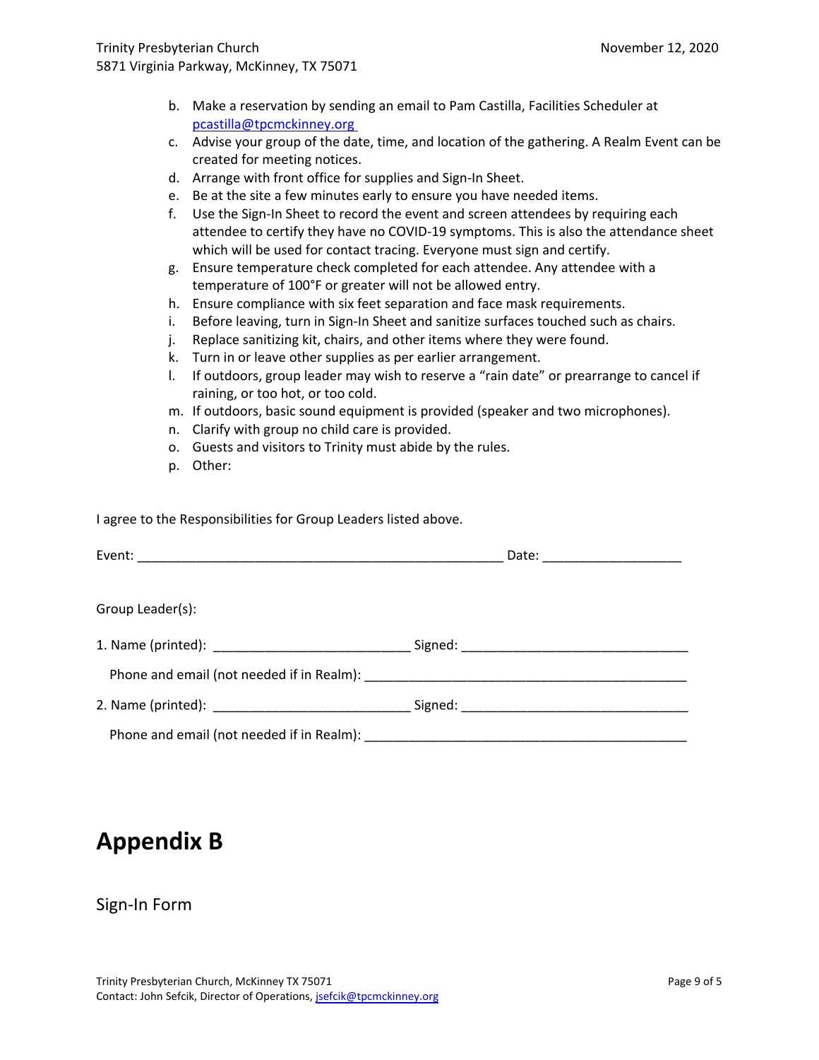b. Make a reservation by sending an email to Pam Castilla, Facilities Scheduler at pcastilla@tpcmckinney.org
c. Advise your group of the date, time, and location of the gathering. A Realm Event can be created for meeting notices.
d. Arrange with front office for supplies and Sign-In Sheet.
e. Be at the site a few minutes early to ensure you have needed items.
f. Use the Sign-In Sheet to record the event and screen attendees by requiring each attendee to certify they have no COVID-19 symptoms. This is also the attendance sheet which will be used for contact tracing. Everyone must sign and certify.
g. Ensure temperature check completed for each attendee. Any attendee with a temperature of 100°F or greater will not be allowed entry.
h. Ensure compliance with six feet separation and face mask requirements.
i. Before leaving, turn in Sign-In Sheet and sanitize surfaces touched such as chairs.
j. Replace sanitizing kit, chairs, and other items where they were found.
k. Turn in or leave other supplies as per earlier arrangement.
l. If outdoors, group leader may wish to reserve a "rain date" or prearrange to cancel if raining, or too hot, or too cold.
m. If outdoors, basic sound equipment is provided (speaker and two microphones).
n. Clarify with group no child care is provided.
o. Guests and visitors to Trinity must abide by the rules.
p. Other:

I agree to the Responsibilities for Group Leaders listed above.

Event: ____________________________________________________ Date: ____________________

Group Leader(s):

1. Name (printed): ___________________________ Signed: _______________________________

   Phone and email (not needed if in Realm): ____________________________________________

2. Name (printed): ___________________________ Signed: _______________________________

   Phone and email (not needed if in Realm): ____________________________________________

# Appendix B

## Sign-In Form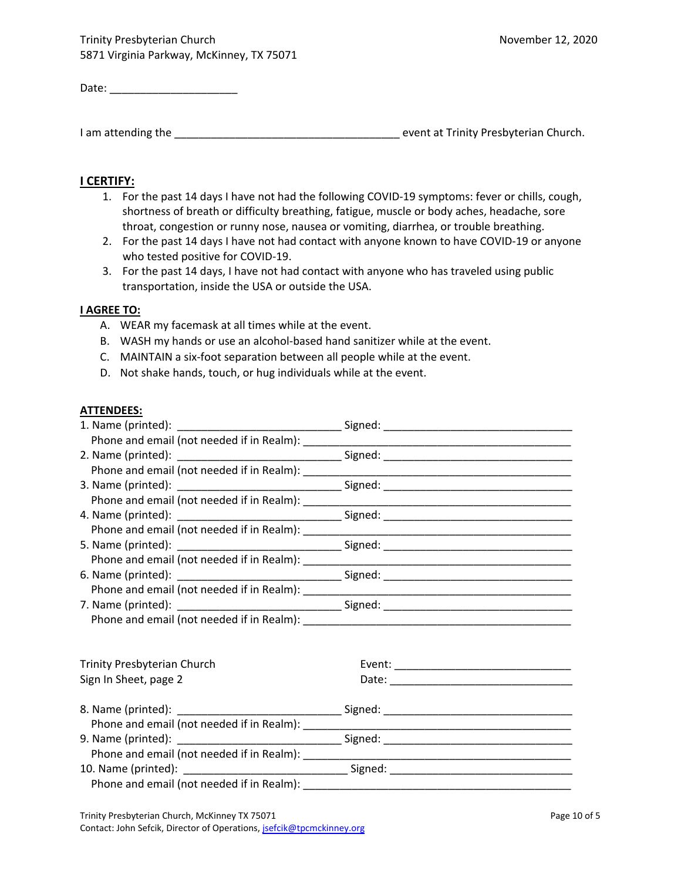Trinity Presbyterian Church
5871 Virginia Parkway, McKinney, TX 75071

November 12, 2020

Date: ____________________

I am attending the ___________________________________ event at Trinity Presbyterian Church.

**I CERTIFY:**

1. For the past 14 days I have not had the following COVID-19 symptoms: fever or chills, cough, shortness of breath or difficulty breathing, fatigue, muscle or body aches, headache, sore throat, congestion or runny nose, nausea or vomiting, diarrhea, or trouble breathing.
2. For the past 14 days I have not had contact with anyone known to have COVID-19 or anyone who tested positive for COVID-19.
3. For the past 14 days, I have not had contact with anyone who has traveled using public transportation, inside the USA or outside the USA.

**I AGREE TO:**

A. WEAR my facemask at all times while at the event.
B. WASH my hands or use an alcohol-based hand sanitizer while at the event.
C. MAINTAIN a six-foot separation between all people while at the event.
D. Not shake hands, touch, or hug individuals while at the event.

**ATTENDEES:**

1. Name (printed): _________________________ Signed: _____________________________
   Phone and email (not needed if in Realm): ________________________________________
2. Name (printed): _________________________ Signed: _____________________________
   Phone and email (not needed if in Realm): ________________________________________
3. Name (printed): _________________________ Signed: _____________________________
   Phone and email (not needed if in Realm): ________________________________________
4. Name (printed): _________________________ Signed: _____________________________
   Phone and email (not needed if in Realm): ________________________________________
5. Name (printed): _________________________ Signed: _____________________________
   Phone and email (not needed if in Realm): ________________________________________
6. Name (printed): _________________________ Signed: _____________________________
   Phone and email (not needed if in Realm): ________________________________________
7. Name (printed): _________________________ Signed: _____________________________
   Phone and email (not needed if in Realm): ________________________________________

Trinity Presbyterian Church
Sign In Sheet, page 2

Event: ___________________________
Date: ____________________________

8. Name (printed): _________________________ Signed: _____________________________
   Phone and email (not needed if in Realm): ________________________________________
9. Name (printed): _________________________ Signed: _____________________________
   Phone and email (not needed if in Realm): ________________________________________
10. Name (printed): _________________________ Signed: _____________________________
   Phone and email (not needed if in Realm): ________________________________________

Trinity Presbyterian Church, McKinney TX 75071
Contact: John Sefcik, Director of Operations, jsefcik@tpcmckinney.org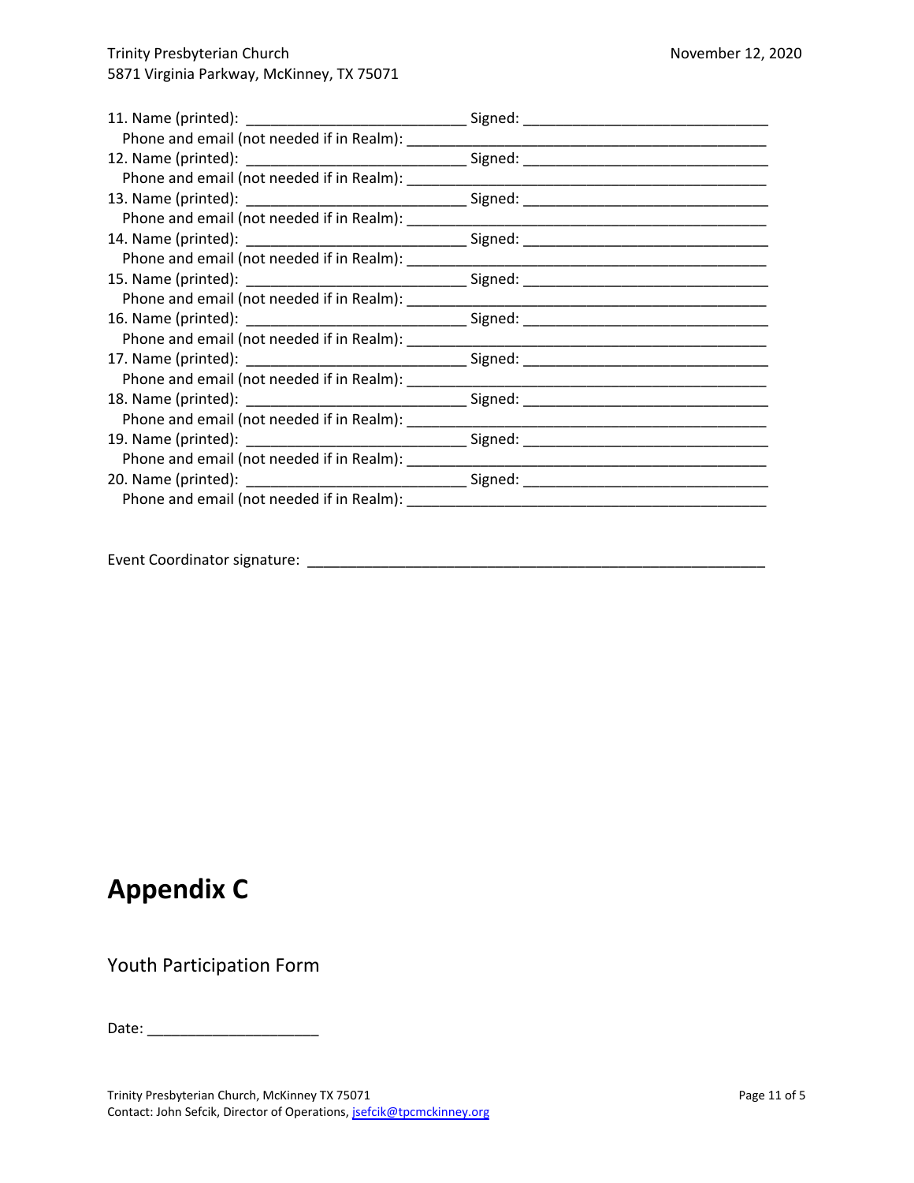11. Name (printed): ___________________________ Signed: ______________________________
    Phone and email (not needed if in Realm): ____________________________________________
12. Name (printed): ___________________________ Signed: ______________________________
    Phone and email (not needed if in Realm): ____________________________________________
13. Name (printed): ___________________________ Signed: ______________________________
    Phone and email (not needed if in Realm): ____________________________________________
14. Name (printed): ___________________________ Signed: ______________________________
    Phone and email (not needed if in Realm): ____________________________________________
15. Name (printed): ___________________________ Signed: ______________________________
    Phone and email (not needed if in Realm): ____________________________________________
16. Name (printed): ___________________________ Signed: ______________________________
    Phone and email (not needed if in Realm): ____________________________________________
17. Name (printed): ___________________________ Signed: ______________________________
    Phone and email (not needed if in Realm): ____________________________________________
18. Name (printed): ___________________________ Signed: ______________________________
    Phone and email (not needed if in Realm): ____________________________________________
19. Name (printed): ___________________________ Signed: ______________________________
    Phone and email (not needed if in Realm): ____________________________________________
20. Name (printed): ___________________________ Signed: ______________________________
    Phone and email (not needed if in Realm): ____________________________________________

Event Coordinator signature: _________________________________________________________

# Appendix C

## Youth Participation Form

Date: _____________________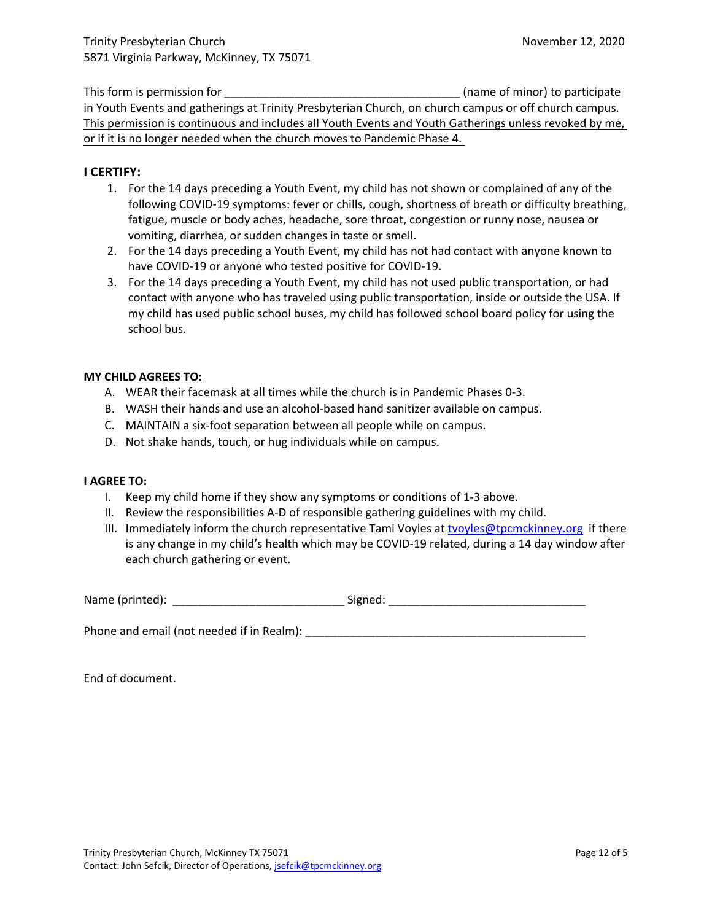Trinity Presbyterian Church
5871 Virginia Parkway, McKinney, TX 75071

November 12, 2020

This form is permission for ____________________________________ (name of minor) to participate in Youth Events and gatherings at Trinity Presbyterian Church, on church campus or off church campus. <u>This permission is continuous and includes all Youth Events and Youth Gatherings unless revoked by me, or if it is no longer needed when the church moves to Pandemic Phase 4.</u>

**<u>I CERTIFY:</u>**

1. For the 14 days preceding a Youth Event, my child has not shown or complained of any of the following COVID-19 symptoms: fever or chills, cough, shortness of breath or difficulty breathing, fatigue, muscle or body aches, headache, sore throat, congestion or runny nose, nausea or vomiting, diarrhea, or sudden changes in taste or smell.
2. For the 14 days preceding a Youth Event, my child has not had contact with anyone known to have COVID-19 or anyone who tested positive for COVID-19.
3. For the 14 days preceding a Youth Event, my child has not used public transportation, or had contact with anyone who has traveled using public transportation, inside or outside the USA. If my child has used public school buses, my child has followed school board policy for using the school bus.

**<u>MY CHILD AGREES TO:</u>**

A. WEAR their facemask at all times while the church is in Pandemic Phases 0-3.
B. WASH their hands and use an alcohol-based hand sanitizer available on campus.
C. MAINTAIN a six-foot separation between all people while on campus.
D. Not shake hands, touch, or hug individuals while on campus.

**<u>I AGREE TO:</u>**

I. Keep my child home if they show any symptoms or conditions of 1-3 above.
II. Review the responsibilities A-D of responsible gathering guidelines with my child.
III. Immediately inform the church representative Tami Voyles at tvoyles@tpcmckinney.org if there is any change in my child's health which may be COVID-19 related, during a 14 day window after each church gathering or event.

Name (printed): __________________________ Signed: ______________________________

Phone and email (not needed if in Realm): ____________________________________________

End of document.